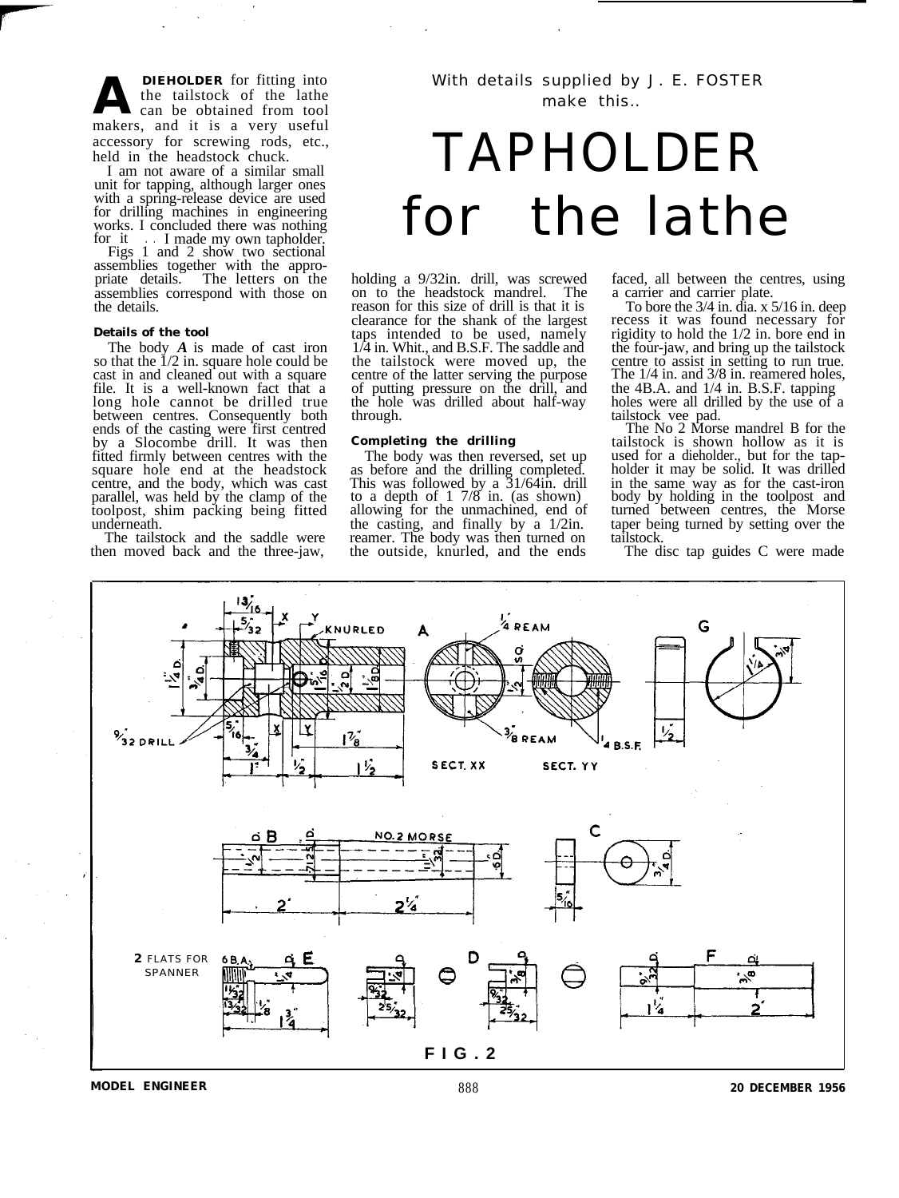With details supplied by J. E. FOSTER make this..

# TAPHOLDER for the lathe

**A DIEHOLDER** for fitting into the tailstock of the lathe can be obtained from tool makers, and it is a very useful accessory for screwing rods, etc., held in the headstock chuck.

I am not aware of a similar small unit for tapping, although larger ones with a spring-release device are used for drilling machines in engineering works. I concluded there was nothing for it . . I made my own tapholder.

Figs 1 and 2 show two sectional assemblies together with the appropriate details. The letters on the assemblies correspond with those on the details.

### Details of the tool

The body ***A*** is made of cast iron so that the 1/2 in. square hole could be cast in and cleaned out with a square file. It is a well-known fact that a long hole cannot be drilled true between centres. Consequently both ends of the casting were first centred by a Slocombe drill. It was then fitted firmly between centres with the square hole end at the headstock centre, and the body, which was cast parallel, was held by the clamp of the toolpost, shim packing being fitted underneath.

The tailstock and the saddle were then moved back and the three-jaw, holding a 9/32in. drill, was screwed on to the headstock mandrel. The reason for this size of drill is that it is clearance for the shank of the largest taps intended to be used, namely 1/4 in. Whit., and B.S.F. The saddle and the tailstock were moved up, the centre of the latter serving the purpose of putting pressure on the drill, and the hole was drilled about half-way through.

### Completing the drilling

The body was then reversed, set up as before and the drilling completed. This was followed by a 31/64in. drill to a depth of 1 7/8 in. (as shown) allowing for the unmachined, end of the casting, and finally by a 1/2in. reamer. The body was then turned on the outside, knurled, and the ends faced, all between the centres, using a carrier and carrier plate.

To bore the 3/4 in. dia. x 5/16 in. deep recess it was found necessary for rigidity to hold the 1/2 in. bore end in the four-jaw, and bring up the tailstock centre to assist in setting to run true. The 1/4 in. and 3/8 in. reamered holes, the 4B.A. and 1/4 in. B.S.F. tapping holes were all drilled by the use of a tailstock vee pad.

The No 2 Morse mandrel B for the tailstock is shown hollow as it is used for a dieholder., but for the tapholder it may be solid. It was drilled in the same way as for the cast-iron body by holding in the toolpost and turned between centres, the Morse taper being turned by setting over the tailstock.

The disc tap guides C were made

F I G . 2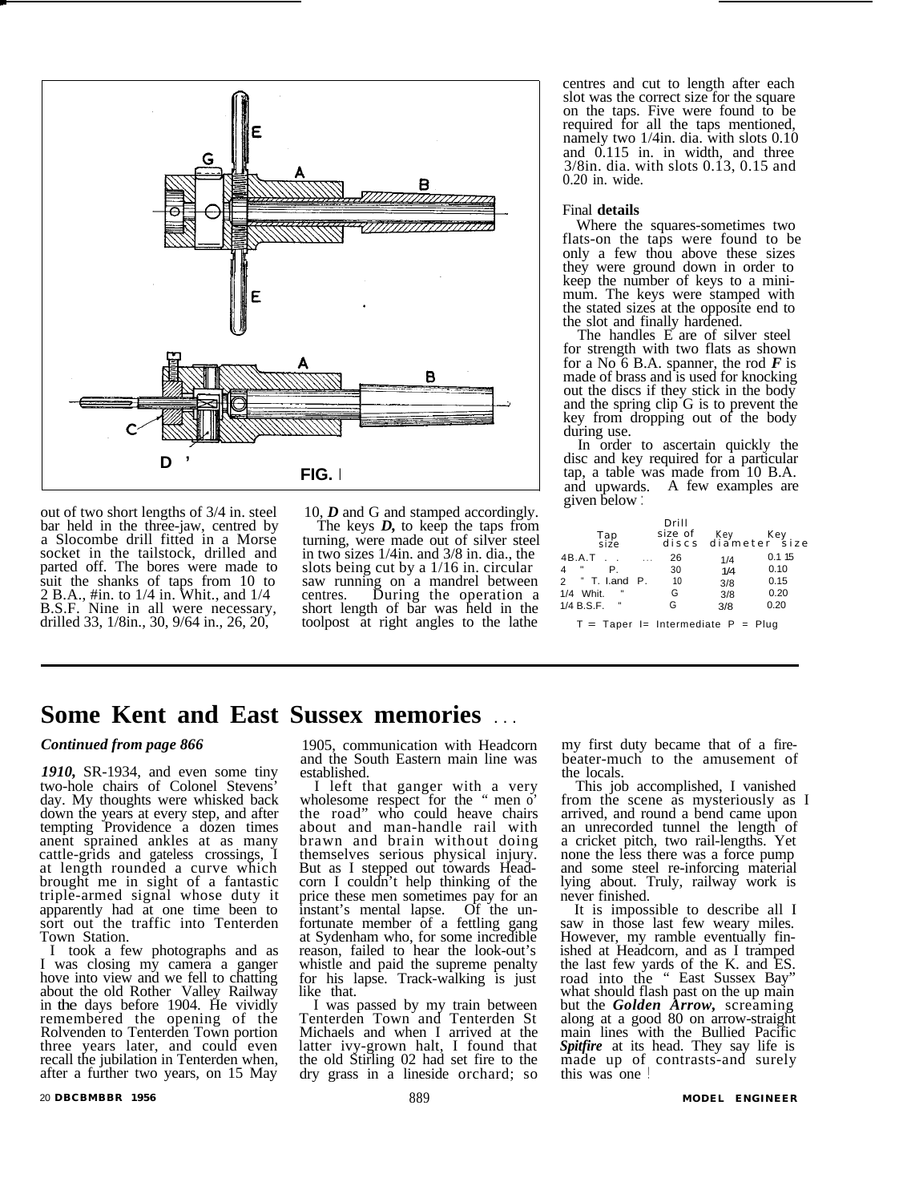out of two short lengths of 3/4 in. steel bar held in the three-jaw, centred by a Slocombe drill fitted in a Morse socket in the tailstock, drilled and parted off. The bores were made to suit the shanks of taps from 10 to 2 B.A., #in. to 1/4 in. Whit., and 1/4 B.S.F. Nine in all were necessary, drilled 33, 1/8in., 30, 9/64 in., 26, 20, 10, ***D*** and G and stamped accordingly.

The keys ***D,*** to keep the taps from turning, were made out of silver steel in two sizes 1/4in. and 3/8 in. dia., the slots being cut by a 1/16 in. circular saw running on a mandrel between centres. During the operation a short length of bar was held in the toolpost at right angles to the lathe centres and cut to length after each slot was the correct size for the square on the taps. Five were found to be required for all the taps mentioned, namely two 1/4in. dia. with slots 0.10 and 0.115 in. in width, and three 3/8in. dia. with slots 0.13, 0.15 and 0.20 in. wide.

### Final details

Where the squares-sometimes two flats-on the taps were found to be only a few thou above these sizes they were ground down in order to keep the number of keys to a minimum. The keys were stamped with the stated sizes at the opposite end to the slot and finally hardened.

The handles E are of silver steel for strength with two flats as shown for a No 6 B.A. spanner, the rod ***F*** is made of brass and is used for knocking out the discs if they stick in the body and the spring clip G is to prevent the key from dropping out of the body during use.

In order to ascertain quickly the disc and key required for a particular tap, a table was made from 10 B.A. and upwards. A few examples are given below :

| Tap size | Drill size of discs | Key diameter | Key size |
|---|---|---|---|
| 4B.A.T . . . . . | 26 | 1/4 | 0.1 15 |
| 4 " P. | 30 | 1/4 | 0.10 |
| 2 " T. I.and P. | 10 | 3/8 | 0.15 |
| 1/4 Whit. " | G | 3/8 | 0.20 |
| 1/4 B.S.F. " | G | 3/8 | 0.20 |

T = Taper I= Intermediate P = Plug

## Some Kent and East Sussex memories . . .

***Continued from page 866***

***1910,*** SR-1934, and even some tiny two-hole chairs of Colonel Stevens' day. My thoughts were whisked back down the years at every step, and after tempting Providence a dozen times anent sprained ankles at as many cattle-grids and gateless crossings, I at length rounded a curve which brought me in sight of a fantastic triple-armed signal whose duty it apparently had at one time been to sort out the traffic into Tenterden Town Station.

I took a few photographs and as I was closing my camera a ganger hove into view and we fell to chatting about the old Rother Valley Railway in the days before 1904. He vividly remembered the opening of the Rolvenden to Tenterden Town portion three years later, and could even recall the jubilation in Tenterden when, after a further two years, on 15 May 1905, communication with Headcorn and the South Eastern main line was established.

I left that ganger with a very wholesome respect for the " men o' the road" who could heave chairs about and man-handle rail with brawn and brain without doing themselves serious physical injury. But as I stepped out towards Headcorn I couldn't help thinking of the price these men sometimes pay for an instant's mental lapse. Of the unfortunate member of a fettling gang at Sydenham who, for some incredible reason, failed to hear the look-out's whistle and paid the supreme penalty for his lapse. Track-walking is just like that.

I was passed by my train between Tenterden Town and Tenterden St Michaels and when I arrived at the latter ivy-grown halt, I found that the old Stirling 02 had set fire to the dry grass in a lineside orchard; so my first duty became that of a fire-beater-much to the amusement of the locals.

This job accomplished, I vanished from the scene as mysteriously as I arrived, and round a bend came upon an unrecorded tunnel the length of a cricket pitch, two rail-lengths. Yet none the less there was a force pump and some steel re-inforcing material lying about. Truly, railway work is never finished.

It is impossible to describe all I saw in those last few weary miles. However, my ramble eventually finished at Headcorn, and as I tramped the last few yards of the K. and ES. road into the " East Sussex Bay" what should flash past on the up main but the ***Golden Arrow,*** screaming along at a good 80 on arrow-straight main lines with the Bullied Pacific ***Spitfire*** at its head. They say life is made up of contrasts-and surely this was one !